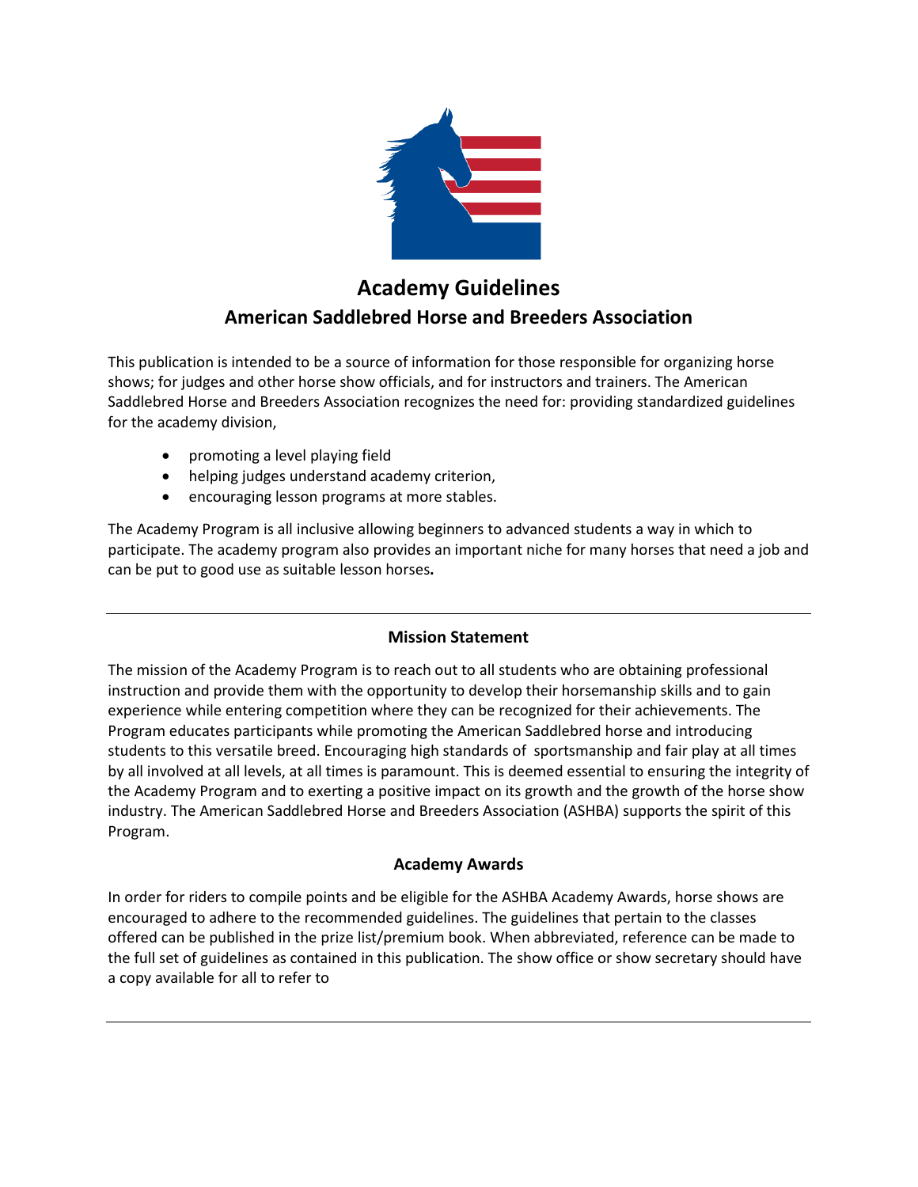# Academy Guidelines

## American Saddlebred Horse and Breeders Association

This publication is intended to be a source of information for those responsible for organizing horse shows; for judges and other horse show officials, and for instructors and trainers. The American Saddlebred Horse and Breeders Association recognizes the need for: providing standardized guidelines for the academy division,

- promoting a level playing field
- helping judges understand academy criterion,
- encouraging lesson programs at more stables.

The Academy Program is all inclusive allowing beginners to advanced students a way in which to participate. The academy program also provides an important niche for many horses that need a job and can be put to good use as suitable lesson horses**.**

---

### Mission Statement

The mission of the Academy Program is to reach out to all students who are obtaining professional instruction and provide them with the opportunity to develop their horsemanship skills and to gain experience while entering competition where they can be recognized for their achievements. The Program educates participants while promoting the American Saddlebred horse and introducing students to this versatile breed. Encouraging high standards of sportsmanship and fair play at all times by all involved at all levels, at all times is paramount. This is deemed essential to ensuring the integrity of the Academy Program and to exerting a positive impact on its growth and the growth of the horse show industry. The American Saddlebred Horse and Breeders Association (ASHBA) supports the spirit of this Program.

### Academy Awards

In order for riders to compile points and be eligible for the ASHBA Academy Awards, horse shows are encouraged to adhere to the recommended guidelines. The guidelines that pertain to the classes offered can be published in the prize list/premium book. When abbreviated, reference can be made to the full set of guidelines as contained in this publication. The show office or show secretary should have a copy available for all to refer to

---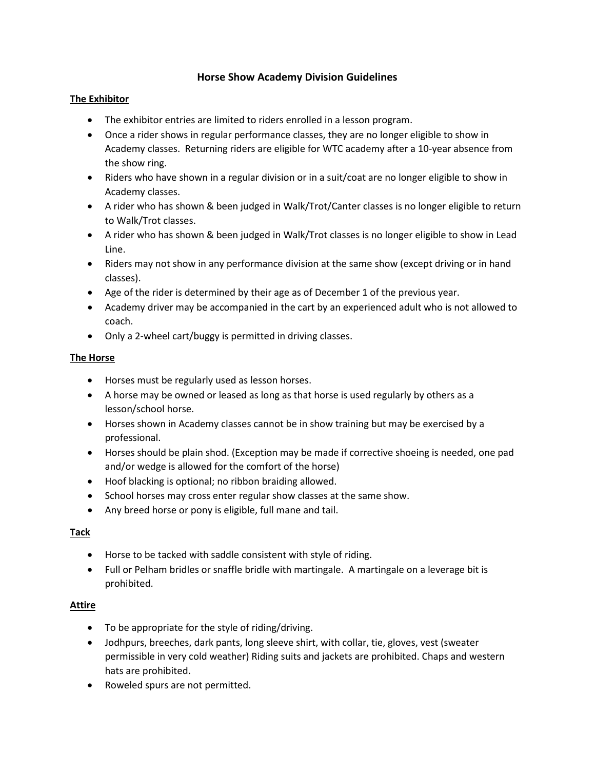# Horse Show Academy Division Guidelines

## The Exhibitor

- The exhibitor entries are limited to riders enrolled in a lesson program.
- Once a rider shows in regular performance classes, they are no longer eligible to show in Academy classes. Returning riders are eligible for WTC academy after a 10-year absence from the show ring.
- Riders who have shown in a regular division or in a suit/coat are no longer eligible to show in Academy classes.
- A rider who has shown & been judged in Walk/Trot/Canter classes is no longer eligible to return to Walk/Trot classes.
- A rider who has shown & been judged in Walk/Trot classes is no longer eligible to show in Lead Line.
- Riders may not show in any performance division at the same show (except driving or in hand classes).
- Age of the rider is determined by their age as of December 1 of the previous year.
- Academy driver may be accompanied in the cart by an experienced adult who is not allowed to coach.
- Only a 2-wheel cart/buggy is permitted in driving classes.

## The Horse

- Horses must be regularly used as lesson horses.
- A horse may be owned or leased as long as that horse is used regularly by others as a lesson/school horse.
- Horses shown in Academy classes cannot be in show training but may be exercised by a professional.
- Horses should be plain shod. (Exception may be made if corrective shoeing is needed, one pad and/or wedge is allowed for the comfort of the horse)
- Hoof blacking is optional; no ribbon braiding allowed.
- School horses may cross enter regular show classes at the same show.
- Any breed horse or pony is eligible, full mane and tail.

## Tack

- Horse to be tacked with saddle consistent with style of riding.
- Full or Pelham bridles or snaffle bridle with martingale. A martingale on a leverage bit is prohibited.

## Attire

- To be appropriate for the style of riding/driving.
- Jodhpurs, breeches, dark pants, long sleeve shirt, with collar, tie, gloves, vest (sweater permissible in very cold weather) Riding suits and jackets are prohibited. Chaps and western hats are prohibited.
- Roweled spurs are not permitted.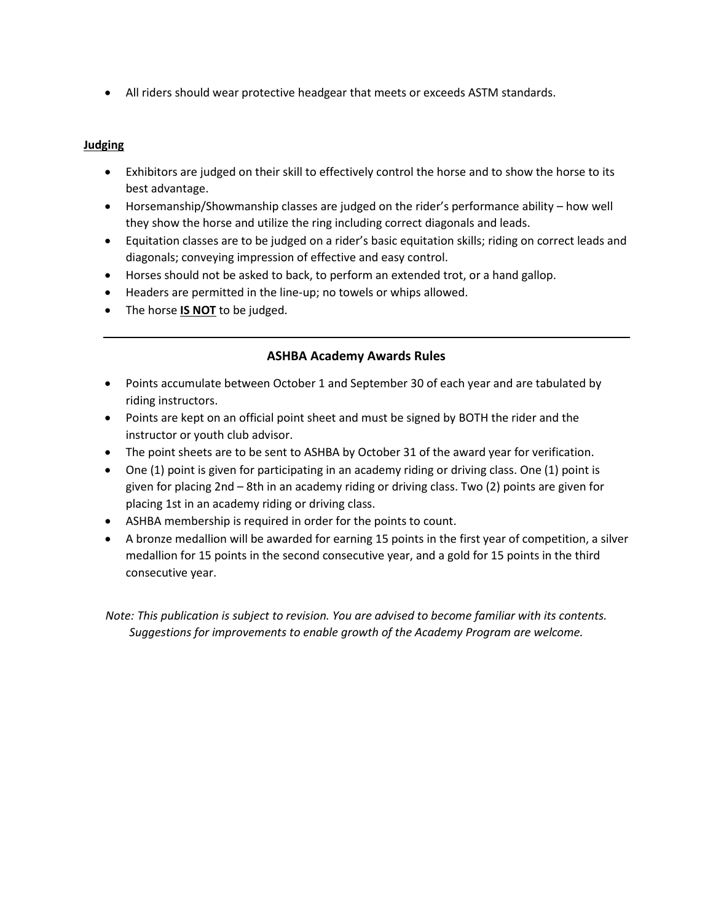- All riders should wear protective headgear that meets or exceeds ASTM standards.

**Judging**

- Exhibitors are judged on their skill to effectively control the horse and to show the horse to its best advantage.
- Horsemanship/Showmanship classes are judged on the rider's performance ability – how well they show the horse and utilize the ring including correct diagonals and leads.
- Equitation classes are to be judged on a rider's basic equitation skills; riding on correct leads and diagonals; conveying impression of effective and easy control.
- Horses should not be asked to back, to perform an extended trot, or a hand gallop.
- Headers are permitted in the line-up; no towels or whips allowed.
- The horse **IS NOT** to be judged.

---

## ASHBA Academy Awards Rules

- Points accumulate between October 1 and September 30 of each year and are tabulated by riding instructors.
- Points are kept on an official point sheet and must be signed by BOTH the rider and the instructor or youth club advisor.
- The point sheets are to be sent to ASHBA by October 31 of the award year for verification.
- One (1) point is given for participating in an academy riding or driving class. One (1) point is given for placing 2nd – 8th in an academy riding or driving class. Two (2) points are given for placing 1st in an academy riding or driving class.
- ASHBA membership is required in order for the points to count.
- A bronze medallion will be awarded for earning 15 points in the first year of competition, a silver medallion for 15 points in the second consecutive year, and a gold for 15 points in the third consecutive year.

*Note: This publication is subject to revision. You are advised to become familiar with its contents. Suggestions for improvements to enable growth of the Academy Program are welcome.*